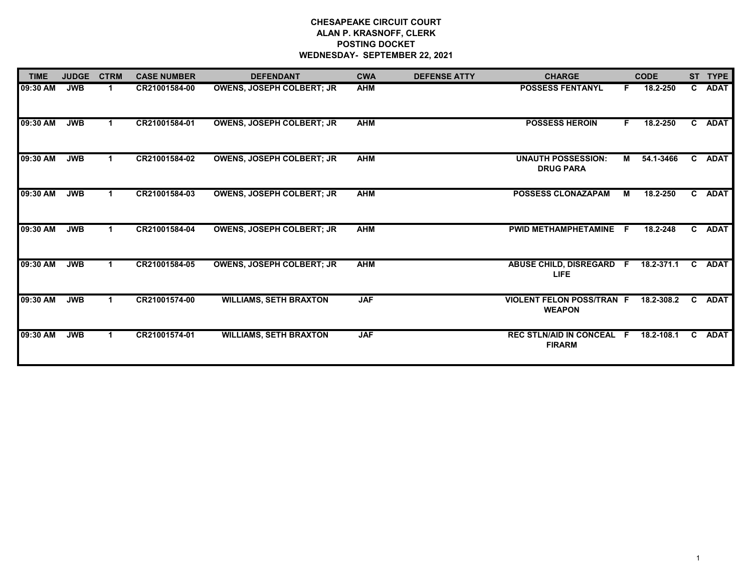**CHESAPEAKE CIRCUIT COURT**
**ALAN P. KRASNOFF, CLERK**
**POSTING DOCKET**
**WEDNESDAY- SEPTEMBER 22, 2021**

| TIME | JUDGE | CTRM | CASE NUMBER | DEFENDANT | CWA | DEFENSE ATTY | CHARGE | | CODE | ST | TYPE |
|---|---|---|---|---|---|---|---|---|---|---|---|
| 09:30 AM | JWB | 1 | CR21001584-00 | OWENS, JOSEPH COLBERT; JR | AHM | | POSSESS FENTANYL | F | 18.2-250 | C | ADAT |
| 09:30 AM | JWB | 1 | CR21001584-01 | OWENS, JOSEPH COLBERT; JR | AHM | | POSSESS HEROIN | F | 18.2-250 | C | ADAT |
| 09:30 AM | JWB | 1 | CR21001584-02 | OWENS, JOSEPH COLBERT; JR | AHM | | UNAUTH POSSESSION: DRUG PARA | M | 54.1-3466 | C | ADAT |
| 09:30 AM | JWB | 1 | CR21001584-03 | OWENS, JOSEPH COLBERT; JR | AHM | | POSSESS CLONAZAPAM | M | 18.2-250 | C | ADAT |
| 09:30 AM | JWB | 1 | CR21001584-04 | OWENS, JOSEPH COLBERT; JR | AHM | | PWID METHAMPHETAMINE | F | 18.2-248 | C | ADAT |
| 09:30 AM | JWB | 1 | CR21001584-05 | OWENS, JOSEPH COLBERT; JR | AHM | | ABUSE CHILD, DISREGARD LIFE | F | 18.2-371.1 | C | ADAT |
| 09:30 AM | JWB | 1 | CR21001574-00 | WILLIAMS, SETH BRAXTON | JAF | | VIOLENT FELON POSS/TRAN WEAPON | F | 18.2-308.2 | C | ADAT |
| 09:30 AM | JWB | 1 | CR21001574-01 | WILLIAMS, SETH BRAXTON | JAF | | REC STLN/AID IN CONCEAL FIRARM | F | 18.2-108.1 | C | ADAT |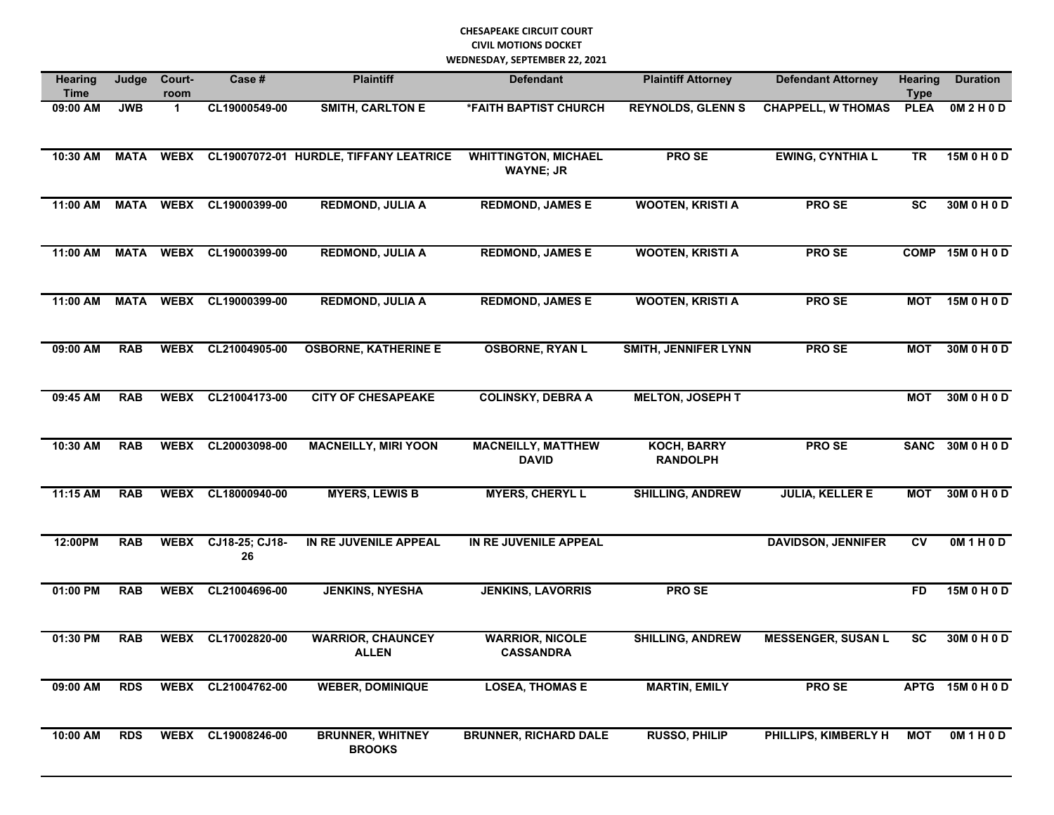**CHESAPEAKE CIRCUIT COURT**
**CIVIL MOTIONS DOCKET**
**WEDNESDAY, SEPTEMBER 22, 2021**

| Hearing Time | Judge | Court-room | Case # | Plaintiff | Defendant | Plaintiff Attorney | Defendant Attorney | Hearing Type | Duration |
|---|---|---|---|---|---|---|---|---|---|
| 09:00 AM | JWB | 1 | CL19000549-00 | SMITH, CARLTON E | *FAITH BAPTIST CHURCH | REYNOLDS, GLENN S | CHAPPELL, W THOMAS | PLEA | 0M 2 H 0 D |
| 10:30 AM | MATA | WEBX | CL19007072-01 | HURDLE, TIFFANY LEATRICE | WHITTINGTON, MICHAEL WAYNE; JR | PRO SE | EWING, CYNTHIA L | TR | 15M 0 H 0 D |
| 11:00 AM | MATA | WEBX | CL19000399-00 | REDMOND, JULIA A | REDMOND, JAMES E | WOOTEN, KRISTI A | PRO SE | SC | 30M 0 H 0 D |
| 11:00 AM | MATA | WEBX | CL19000399-00 | REDMOND, JULIA A | REDMOND, JAMES E | WOOTEN, KRISTI A | PRO SE | COMP | 15M 0 H 0 D |
| 11:00 AM | MATA | WEBX | CL19000399-00 | REDMOND, JULIA A | REDMOND, JAMES E | WOOTEN, KRISTI A | PRO SE | MOT | 15M 0 H 0 D |
| 09:00 AM | RAB | WEBX | CL21004905-00 | OSBORNE, KATHERINE E | OSBORNE, RYAN L | SMITH, JENNIFER LYNN | PRO SE | MOT | 30M 0 H 0 D |
| 09:45 AM | RAB | WEBX | CL21004173-00 | CITY OF CHESAPEAKE | COLINSKY, DEBRA A | MELTON, JOSEPH T | | MOT | 30M 0 H 0 D |
| 10:30 AM | RAB | WEBX | CL20003098-00 | MACNEILLY, MIRI YOON | MACNEILLY, MATTHEW DAVID | KOCH, BARRY RANDOLPH | PRO SE | SANC | 30M 0 H 0 D |
| 11:15 AM | RAB | WEBX | CL18000940-00 | MYERS, LEWIS B | MYERS, CHERYL L | SHILLING, ANDREW | JULIA, KELLER E | MOT | 30M 0 H 0 D |
| 12:00PM | RAB | WEBX | CJ18-25; CJ18-26 | IN RE JUVENILE APPEAL | IN RE JUVENILE APPEAL | | DAVIDSON, JENNIFER | CV | 0M 1 H 0 D |
| 01:00 PM | RAB | WEBX | CL21004696-00 | JENKINS, NYESHA | JENKINS, LAVORRIS | PRO SE | | FD | 15M 0 H 0 D |
| 01:30 PM | RAB | WEBX | CL17002820-00 | WARRIOR, CHAUNCEY ALLEN | WARRIOR, NICOLE CASSANDRA | SHILLING, ANDREW | MESSENGER, SUSAN L | SC | 30M 0 H 0 D |
| 09:00 AM | RDS | WEBX | CL21004762-00 | WEBER, DOMINIQUE | LOSEA, THOMAS E | MARTIN, EMILY | PRO SE | APTG | 15M 0 H 0 D |
| 10:00 AM | RDS | WEBX | CL19008246-00 | BRUNNER, WHITNEY BROOKS | BRUNNER, RICHARD DALE | RUSSO, PHILIP | PHILLIPS, KIMBERLY H | MOT | 0M 1 H 0 D |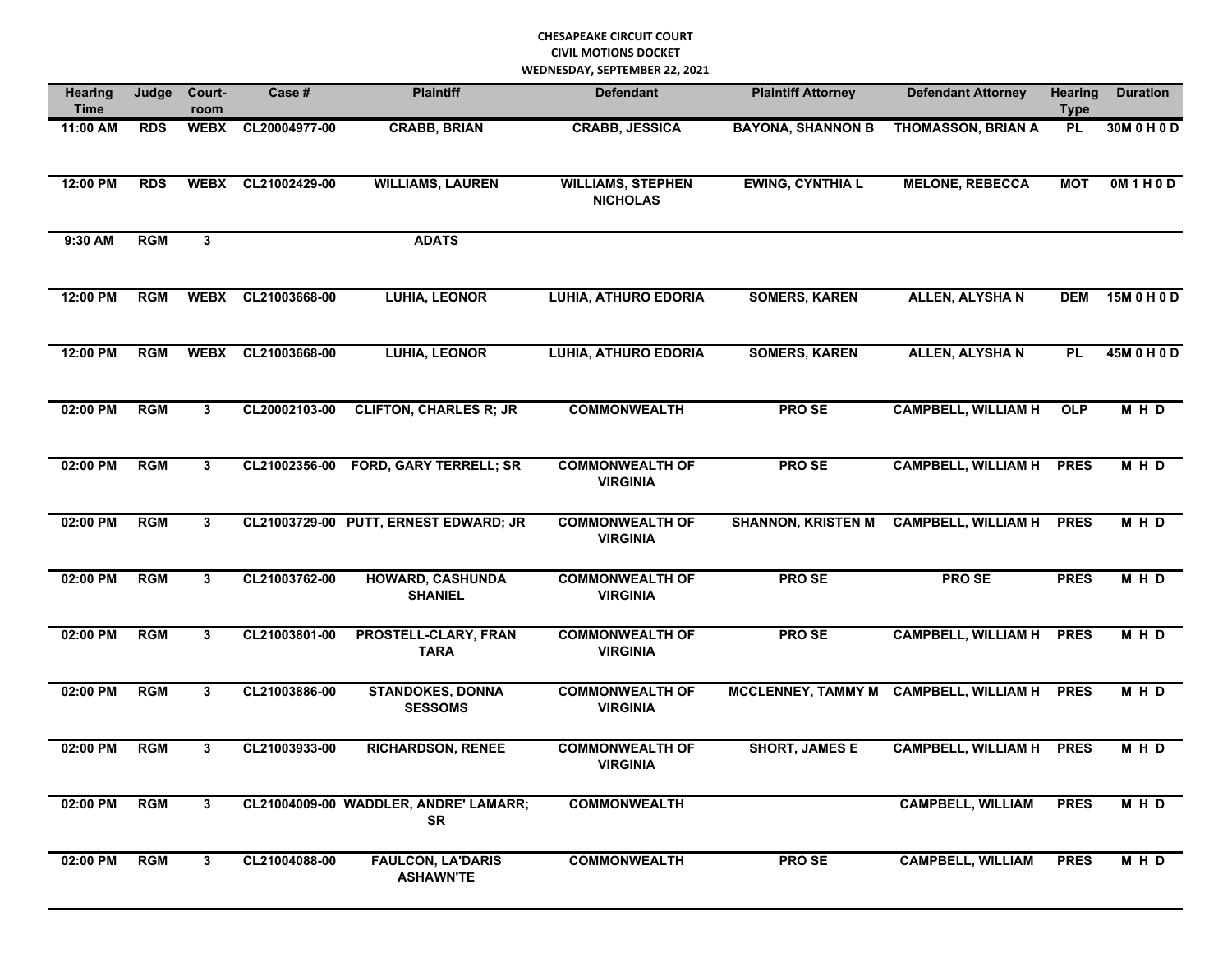**CHESAPEAKE CIRCUIT COURT**
**CIVIL MOTIONS DOCKET**
**WEDNESDAY, SEPTEMBER 22, 2021**

| Hearing Time | Judge | Court-room | Case # | Plaintiff | Defendant | Plaintiff Attorney | Defendant Attorney | Hearing Type | Duration |
|---|---|---|---|---|---|---|---|---|---|
| 11:00 AM | RDS | WEBX | CL20004977-00 | CRABB, BRIAN | CRABB, JESSICA | BAYONA, SHANNON B | THOMASSON, BRIAN A | PL | 30M 0 H 0 D |
| 12:00 PM | RDS | WEBX | CL21002429-00 | WILLIAMS, LAUREN | WILLIAMS, STEPHEN NICHOLAS | EWING, CYNTHIA L | MELONE, REBECCA | MOT | 0M 1 H 0 D |
| 9:30 AM | RGM | 3 | | ADATS | | | | | |
| 12:00 PM | RGM | WEBX | CL21003668-00 | LUHIA, LEONOR | LUHIA, ATHURO EDORIA | SOMERS, KAREN | ALLEN, ALYSHA N | DEM | 15M 0 H 0 D |
| 12:00 PM | RGM | WEBX | CL21003668-00 | LUHIA, LEONOR | LUHIA, ATHURO EDORIA | SOMERS, KAREN | ALLEN, ALYSHA N | PL | 45M 0 H 0 D |
| 02:00 PM | RGM | 3 | CL20002103-00 | CLIFTON, CHARLES R; JR | COMMONWEALTH | PRO SE | CAMPBELL, WILLIAM H | OLP | M H D |
| 02:00 PM | RGM | 3 | CL21002356-00 | FORD, GARY TERRELL; SR | COMMONWEALTH OF VIRGINIA | PRO SE | CAMPBELL, WILLIAM H | PRES | M H D |
| 02:00 PM | RGM | 3 | CL21003729-00 | PUTT, ERNEST EDWARD; JR | COMMONWEALTH OF VIRGINIA | SHANNON, KRISTEN M | CAMPBELL, WILLIAM H | PRES | M H D |
| 02:00 PM | RGM | 3 | CL21003762-00 | HOWARD, CASHUNDA SHANIEL | COMMONWEALTH OF VIRGINIA | PRO SE | PRO SE | PRES | M H D |
| 02:00 PM | RGM | 3 | CL21003801-00 | PROSTELL-CLARY, FRAN TARA | COMMONWEALTH OF VIRGINIA | PRO SE | CAMPBELL, WILLIAM H | PRES | M H D |
| 02:00 PM | RGM | 3 | CL21003886-00 | STANDOKES, DONNA SESSOMS | COMMONWEALTH OF VIRGINIA | MCCLENNEY, TAMMY M | CAMPBELL, WILLIAM H | PRES | M H D |
| 02:00 PM | RGM | 3 | CL21003933-00 | RICHARDSON, RENEE | COMMONWEALTH OF VIRGINIA | SHORT, JAMES E | CAMPBELL, WILLIAM H | PRES | M H D |
| 02:00 PM | RGM | 3 | CL21004009-00 | WADDLER, ANDRE' LAMARR; SR | COMMONWEALTH | | CAMPBELL, WILLIAM | PRES | M H D |
| 02:00 PM | RGM | 3 | CL21004088-00 | FAULCON, LA'DARIS ASHAWN'TE | COMMONWEALTH | PRO SE | CAMPBELL, WILLIAM | PRES | M H D |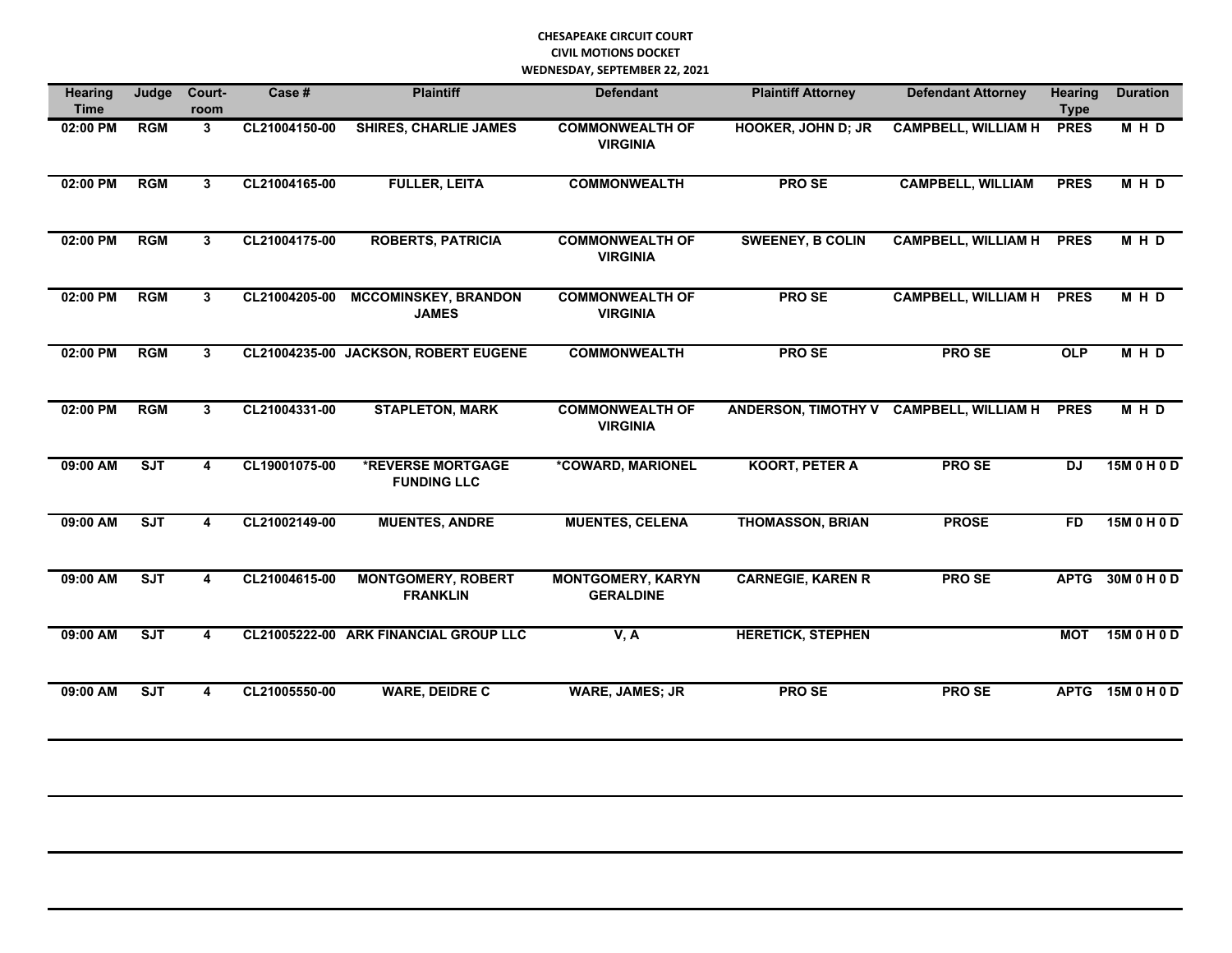**CHESAPEAKE CIRCUIT COURT**
**CIVIL MOTIONS DOCKET**
**WEDNESDAY, SEPTEMBER 22, 2021**

| Hearing Time | Judge | Court-room | Case # | Plaintiff | Defendant | Plaintiff Attorney | Defendant Attorney | Hearing Type | Duration |
|---|---|---|---|---|---|---|---|---|---|
| 02:00 PM | RGM | 3 | CL21004150-00 | SHIRES, CHARLIE JAMES | COMMONWEALTH OF VIRGINIA | HOOKER, JOHN D; JR | CAMPBELL, WILLIAM H | PRES | M H D |
| 02:00 PM | RGM | 3 | CL21004165-00 | FULLER, LEITA | COMMONWEALTH | PRO SE | CAMPBELL, WILLIAM | PRES | M H D |
| 02:00 PM | RGM | 3 | CL21004175-00 | ROBERTS, PATRICIA | COMMONWEALTH OF VIRGINIA | SWEENEY, B COLIN | CAMPBELL, WILLIAM H | PRES | M H D |
| 02:00 PM | RGM | 3 | CL21004205-00 | MCCOMINSKEY, BRANDON JAMES | COMMONWEALTH OF VIRGINIA | PRO SE | CAMPBELL, WILLIAM H | PRES | M H D |
| 02:00 PM | RGM | 3 | CL21004235-00 | JACKSON, ROBERT EUGENE | COMMONWEALTH | PRO SE | PRO SE | OLP | M H D |
| 02:00 PM | RGM | 3 | CL21004331-00 | STAPLETON, MARK | COMMONWEALTH OF VIRGINIA | ANDERSON, TIMOTHY V | CAMPBELL, WILLIAM H | PRES | M H D |
| 09:00 AM | SJT | 4 | CL19001075-00 | *REVERSE MORTGAGE FUNDING LLC | *COWARD, MARIONEL | KOORT, PETER A | PRO SE | DJ | 15M 0 H 0 D |
| 09:00 AM | SJT | 4 | CL21002149-00 | MUENTES, ANDRE | MUENTES, CELENA | THOMASSON, BRIAN | PROSE | FD | 15M 0 H 0 D |
| 09:00 AM | SJT | 4 | CL21004615-00 | MONTGOMERY, ROBERT FRANKLIN | MONTGOMERY, KARYN GERALDINE | CARNEGIE, KAREN R | PRO SE | APTG | 30M 0 H 0 D |
| 09:00 AM | SJT | 4 | CL21005222-00 | ARK FINANCIAL GROUP LLC | V, A | HERETICK, STEPHEN | | MOT | 15M 0 H 0 D |
| 09:00 AM | SJT | 4 | CL21005550-00 | WARE, DEIDRE C | WARE, JAMES; JR | PRO SE | PRO SE | APTG | 15M 0 H 0 D |